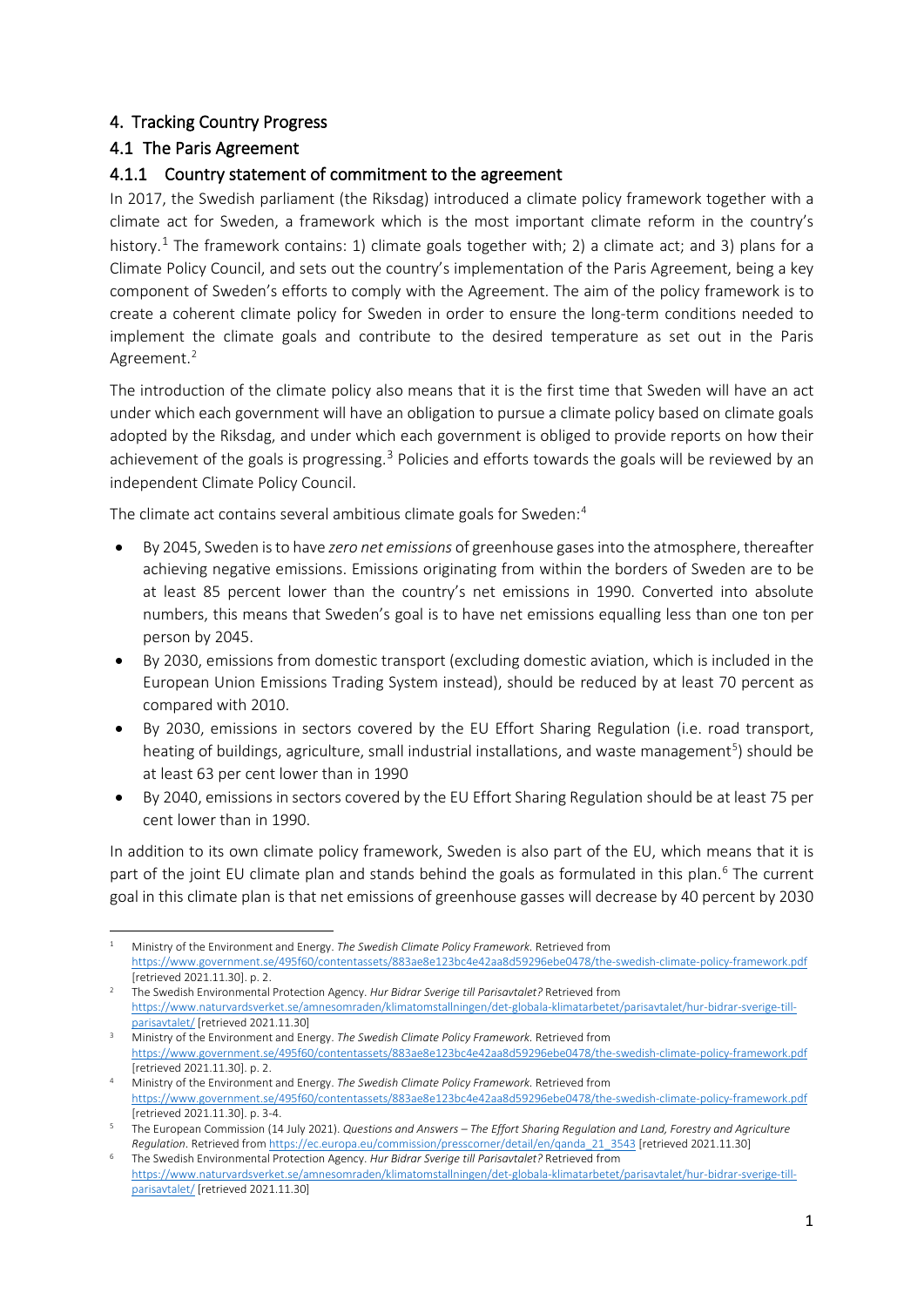# 4. Tracking Country Progress

## 4.1 The Paris Agreement

### 4.1.1 Country statement of commitment to the agreement

In 2017, the Swedish parliament (the Riksdag) introduced a climate policy framework together with a climate act for Sweden, a framework which is the most important climate reform in the country's history.[1] The framework contains: 1) climate goals together with; 2) a climate act; and 3) plans for a Climate Policy Council, and sets out the country's implementation of the Paris Agreement, being a key component of Sweden's efforts to comply with the Agreement. The aim of the policy framework is to create a coherent climate policy for Sweden in order to ensure the long-term conditions needed to implement the climate goals and contribute to the desired temperature as set out in the Paris Agreement.[2]

The introduction of the climate policy also means that it is the first time that Sweden will have an act under which each government will have an obligation to pursue a climate policy based on climate goals adopted by the Riksdag, and under which each government is obliged to provide reports on how their achievement of the goals is progressing.[3] Policies and efforts towards the goals will be reviewed by an independent Climate Policy Council.

The climate act contains several ambitious climate goals for Sweden:[4]

- By 2045, Sweden is to have *zero net emissions* of greenhouse gases into the atmosphere, thereafter achieving negative emissions. Emissions originating from within the borders of Sweden are to be at least 85 percent lower than the country's net emissions in 1990. Converted into absolute numbers, this means that Sweden's goal is to have net emissions equalling less than one ton per person by 2045.
- By 2030, emissions from domestic transport (excluding domestic aviation, which is included in the European Union Emissions Trading System instead), should be reduced by at least 70 percent as compared with 2010.
- By 2030, emissions in sectors covered by the EU Effort Sharing Regulation (i.e. road transport, heating of buildings, agriculture, small industrial installations, and waste management[5]) should be at least 63 per cent lower than in 1990
- By 2040, emissions in sectors covered by the EU Effort Sharing Regulation should be at least 75 per cent lower than in 1990.

In addition to its own climate policy framework, Sweden is also part of the EU, which means that it is part of the joint EU climate plan and stands behind the goals as formulated in this plan.[6] The current goal in this climate plan is that net emissions of greenhouse gasses will decrease by 40 percent by 2030

---

[1] Ministry of the Environment and Energy. *The Swedish Climate Policy Framework*. Retrieved from https://www.government.se/495f60/contentassets/883ae8e123bc4e42aa8d59296ebe0478/the-swedish-climate-policy-framework.pdf [retrieved 2021.11.30]. p. 2.

[2] The Swedish Environmental Protection Agency. *Hur Bidrar Sverige till Parisavtalet?* Retrieved from https://www.naturvardsverket.se/amnesomraden/klimatomstallningen/det-globala-klimatarbetet/parisavtalet/hur-bidrar-sverige-till-parisavtalet/ [retrieved 2021.11.30]

[3] Ministry of the Environment and Energy. *The Swedish Climate Policy Framework*. Retrieved from https://www.government.se/495f60/contentassets/883ae8e123bc4e42aa8d59296ebe0478/the-swedish-climate-policy-framework.pdf [retrieved 2021.11.30]. p. 2.

[4] Ministry of the Environment and Energy. *The Swedish Climate Policy Framework*. Retrieved from https://www.government.se/495f60/contentassets/883ae8e123bc4e42aa8d59296ebe0478/the-swedish-climate-policy-framework.pdf [retrieved 2021.11.30]. p. 3-4.

[5] The European Commission (14 July 2021). *Questions and Answers – The Effort Sharing Regulation and Land, Forestry and Agriculture Regulation*. Retrieved from https://ec.europa.eu/commission/presscorner/detail/en/qanda_21_3543 [retrieved 2021.11.30]

[6] The Swedish Environmental Protection Agency. *Hur Bidrar Sverige till Parisavtalet?* Retrieved from https://www.naturvardsverket.se/amnesomraden/klimatomstallningen/det-globala-klimatarbetet/parisavtalet/hur-bidrar-sverige-till-parisavtalet/ [retrieved 2021.11.30]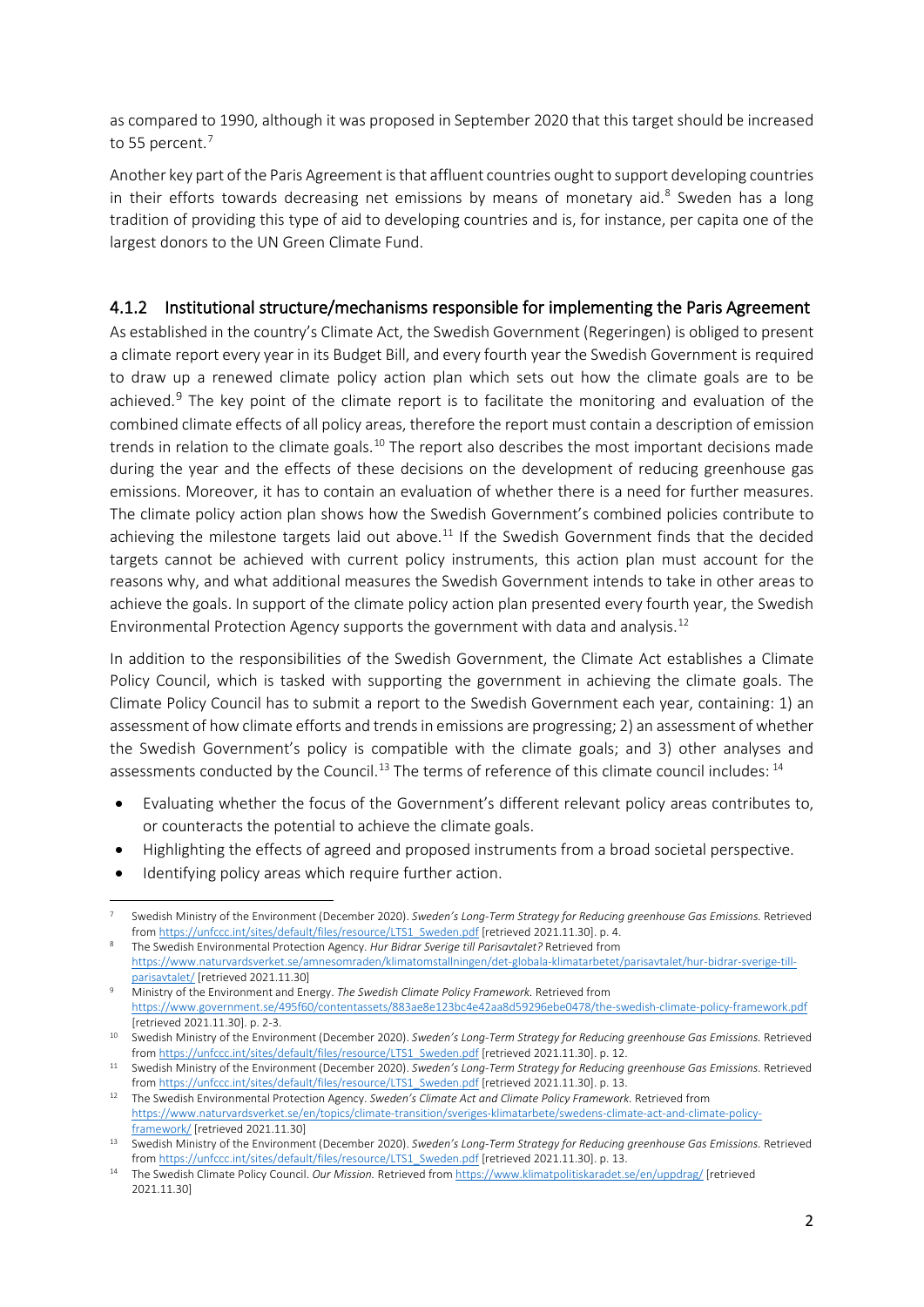as compared to 1990, although it was proposed in September 2020 that this target should be increased to 55 percent.[7]

Another key part of the Paris Agreement is that affluent countries ought to support developing countries in their efforts towards decreasing net emissions by means of monetary aid.[8] Sweden has a long tradition of providing this type of aid to developing countries and is, for instance, per capita one of the largest donors to the UN Green Climate Fund.

### 4.1.2 Institutional structure/mechanisms responsible for implementing the Paris Agreement

As established in the country's Climate Act, the Swedish Government (Regeringen) is obliged to present a climate report every year in its Budget Bill, and every fourth year the Swedish Government is required to draw up a renewed climate policy action plan which sets out how the climate goals are to be achieved.[9] The key point of the climate report is to facilitate the monitoring and evaluation of the combined climate effects of all policy areas, therefore the report must contain a description of emission trends in relation to the climate goals.[10] The report also describes the most important decisions made during the year and the effects of these decisions on the development of reducing greenhouse gas emissions. Moreover, it has to contain an evaluation of whether there is a need for further measures. The climate policy action plan shows how the Swedish Government's combined policies contribute to achieving the milestone targets laid out above.[11] If the Swedish Government finds that the decided targets cannot be achieved with current policy instruments, this action plan must account for the reasons why, and what additional measures the Swedish Government intends to take in other areas to achieve the goals. In support of the climate policy action plan presented every fourth year, the Swedish Environmental Protection Agency supports the government with data and analysis.[12]

In addition to the responsibilities of the Swedish Government, the Climate Act establishes a Climate Policy Council, which is tasked with supporting the government in achieving the climate goals. The Climate Policy Council has to submit a report to the Swedish Government each year, containing: 1) an assessment of how climate efforts and trends in emissions are progressing; 2) an assessment of whether the Swedish Government's policy is compatible with the climate goals; and 3) other analyses and assessments conducted by the Council.[13] The terms of reference of this climate council includes: [14]

- Evaluating whether the focus of the Government's different relevant policy areas contributes to, or counteracts the potential to achieve the climate goals.
- Highlighting the effects of agreed and proposed instruments from a broad societal perspective.
- Identifying policy areas which require further action.

---

[7] Swedish Ministry of the Environment (December 2020). *Sweden's Long-Term Strategy for Reducing greenhouse Gas Emissions.* Retrieved from https://unfccc.int/sites/default/files/resource/LTS1_Sweden.pdf [retrieved 2021.11.30]. p. 4.

[8] The Swedish Environmental Protection Agency. *Hur Bidrar Sverige till Parisavtalet?* Retrieved from https://www.naturvardsverket.se/amnesomraden/klimatomstallningen/det-globala-klimatarbetet/parisavtalet/hur-bidrar-sverige-till-parisavtalet/ [retrieved 2021.11.30]

[9] Ministry of the Environment and Energy. *The Swedish Climate Policy Framework.* Retrieved from https://www.government.se/495f60/contentassets/883ae8e123bc4e42aa8d59296ebe0478/the-swedish-climate-policy-framework.pdf [retrieved 2021.11.30]. p. 2-3.

[10] Swedish Ministry of the Environment (December 2020). *Sweden's Long-Term Strategy for Reducing greenhouse Gas Emissions.* Retrieved from https://unfccc.int/sites/default/files/resource/LTS1_Sweden.pdf [retrieved 2021.11.30]. p. 12.

[11] Swedish Ministry of the Environment (December 2020). *Sweden's Long-Term Strategy for Reducing greenhouse Gas Emissions.* Retrieved from https://unfccc.int/sites/default/files/resource/LTS1_Sweden.pdf [retrieved 2021.11.30]. p. 13.

[12] The Swedish Environmental Protection Agency. *Sweden's Climate Act and Climate Policy Framework.* Retrieved from https://www.naturvardsverket.se/en/topics/climate-transition/sveriges-klimatarbete/swedens-climate-act-and-climate-policy-framework/ [retrieved 2021.11.30]

[13] Swedish Ministry of the Environment (December 2020). *Sweden's Long-Term Strategy for Reducing greenhouse Gas Emissions.* Retrieved from https://unfccc.int/sites/default/files/resource/LTS1_Sweden.pdf [retrieved 2021.11.30]. p. 13.

[14] The Swedish Climate Policy Council. *Our Mission.* Retrieved from https://www.klimatpolitiskaradet.se/en/uppdrag/ [retrieved 2021.11.30]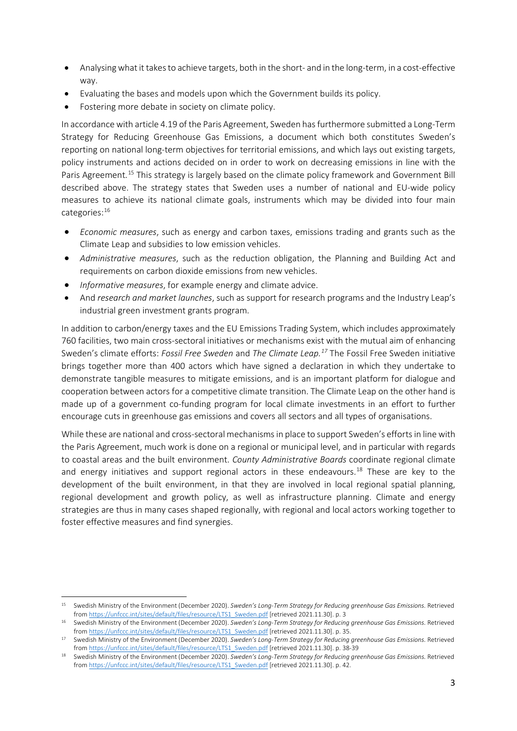- Analysing what it takes to achieve targets, both in the short- and in the long-term, in a cost-effective way.
- Evaluating the bases and models upon which the Government builds its policy.
- Fostering more debate in society on climate policy.

In accordance with article 4.19 of the Paris Agreement, Sweden has furthermore submitted a Long-Term Strategy for Reducing Greenhouse Gas Emissions, a document which both constitutes Sweden's reporting on national long-term objectives for territorial emissions, and which lays out existing targets, policy instruments and actions decided on in order to work on decreasing emissions in line with the Paris Agreement.[15] This strategy is largely based on the climate policy framework and Government Bill described above. The strategy states that Sweden uses a number of national and EU-wide policy measures to achieve its national climate goals, instruments which may be divided into four main categories:[16]

- *Economic measures*, such as energy and carbon taxes, emissions trading and grants such as the Climate Leap and subsidies to low emission vehicles.
- *Administrative measures*, such as the reduction obligation, the Planning and Building Act and requirements on carbon dioxide emissions from new vehicles.
- *Informative measures*, for example energy and climate advice.
- And *research and market launches*, such as support for research programs and the Industry Leap's industrial green investment grants program.

In addition to carbon/energy taxes and the EU Emissions Trading System, which includes approximately 760 facilities, two main cross-sectoral initiatives or mechanisms exist with the mutual aim of enhancing Sweden's climate efforts: *Fossil Free Sweden* and *The Climate Leap.*[17] The Fossil Free Sweden initiative brings together more than 400 actors which have signed a declaration in which they undertake to demonstrate tangible measures to mitigate emissions, and is an important platform for dialogue and cooperation between actors for a competitive climate transition. The Climate Leap on the other hand is made up of a government co-funding program for local climate investments in an effort to further encourage cuts in greenhouse gas emissions and covers all sectors and all types of organisations.

While these are national and cross-sectoral mechanisms in place to support Sweden's efforts in line with the Paris Agreement, much work is done on a regional or municipal level, and in particular with regards to coastal areas and the built environment. *County Administrative Boards* coordinate regional climate and energy initiatives and support regional actors in these endeavours.[18] These are key to the development of the built environment, in that they are involved in local regional spatial planning, regional development and growth policy, as well as infrastructure planning. Climate and energy strategies are thus in many cases shaped regionally, with regional and local actors working together to foster effective measures and find synergies.

---

[15] Swedish Ministry of the Environment (December 2020). *Sweden's Long-Term Strategy for Reducing greenhouse Gas Emissions.* Retrieved from https://unfccc.int/sites/default/files/resource/LTS1_Sweden.pdf [retrieved 2021.11.30]. p. 3

[16] Swedish Ministry of the Environment (December 2020). *Sweden's Long-Term Strategy for Reducing greenhouse Gas Emissions.* Retrieved from https://unfccc.int/sites/default/files/resource/LTS1_Sweden.pdf [retrieved 2021.11.30]. p. 35.

[17] Swedish Ministry of the Environment (December 2020). *Sweden's Long-Term Strategy for Reducing greenhouse Gas Emissions.* Retrieved from https://unfccc.int/sites/default/files/resource/LTS1_Sweden.pdf [retrieved 2021.11.30]. p. 38-39

[18] Swedish Ministry of the Environment (December 2020). *Sweden's Long-Term Strategy for Reducing greenhouse Gas Emissions.* Retrieved from https://unfccc.int/sites/default/files/resource/LTS1_Sweden.pdf [retrieved 2021.11.30]. p. 42.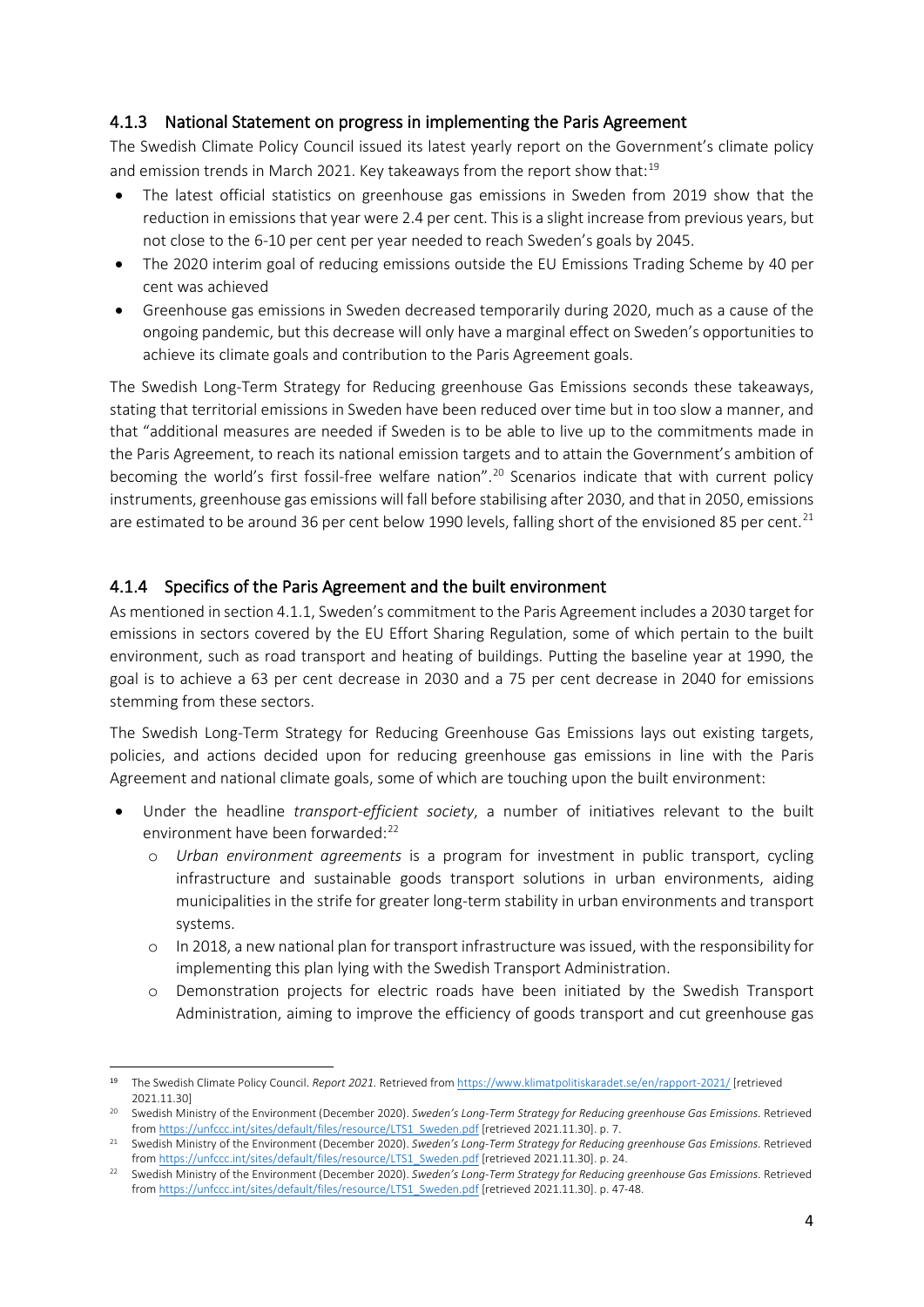### 4.1.3 National Statement on progress in implementing the Paris Agreement

The Swedish Climate Policy Council issued its latest yearly report on the Government's climate policy and emission trends in March 2021. Key takeaways from the report show that:[19]

- The latest official statistics on greenhouse gas emissions in Sweden from 2019 show that the reduction in emissions that year were 2.4 per cent. This is a slight increase from previous years, but not close to the 6-10 per cent per year needed to reach Sweden's goals by 2045.
- The 2020 interim goal of reducing emissions outside the EU Emissions Trading Scheme by 40 per cent was achieved
- Greenhouse gas emissions in Sweden decreased temporarily during 2020, much as a cause of the ongoing pandemic, but this decrease will only have a marginal effect on Sweden's opportunities to achieve its climate goals and contribution to the Paris Agreement goals.

The Swedish Long-Term Strategy for Reducing greenhouse Gas Emissions seconds these takeaways, stating that territorial emissions in Sweden have been reduced over time but in too slow a manner, and that "additional measures are needed if Sweden is to be able to live up to the commitments made in the Paris Agreement, to reach its national emission targets and to attain the Government's ambition of becoming the world's first fossil-free welfare nation".[20] Scenarios indicate that with current policy instruments, greenhouse gas emissions will fall before stabilising after 2030, and that in 2050, emissions are estimated to be around 36 per cent below 1990 levels, falling short of the envisioned 85 per cent.[21]

### 4.1.4 Specifics of the Paris Agreement and the built environment

As mentioned in section 4.1.1, Sweden's commitment to the Paris Agreement includes a 2030 target for emissions in sectors covered by the EU Effort Sharing Regulation, some of which pertain to the built environment, such as road transport and heating of buildings. Putting the baseline year at 1990, the goal is to achieve a 63 per cent decrease in 2030 and a 75 per cent decrease in 2040 for emissions stemming from these sectors.

The Swedish Long-Term Strategy for Reducing Greenhouse Gas Emissions lays out existing targets, policies, and actions decided upon for reducing greenhouse gas emissions in line with the Paris Agreement and national climate goals, some of which are touching upon the built environment:

- Under the headline *transport-efficient society*, a number of initiatives relevant to the built environment have been forwarded:[22]
  - *Urban environment agreements* is a program for investment in public transport, cycling infrastructure and sustainable goods transport solutions in urban environments, aiding municipalities in the strife for greater long-term stability in urban environments and transport systems.
  - In 2018, a new national plan for transport infrastructure was issued, with the responsibility for implementing this plan lying with the Swedish Transport Administration.
  - Demonstration projects for electric roads have been initiated by the Swedish Transport Administration, aiming to improve the efficiency of goods transport and cut greenhouse gas

---

[19] The Swedish Climate Policy Council. *Report 2021.* Retrieved from https://www.klimatpolitiskaradet.se/en/rapport-2021/ [retrieved 2021.11.30]

[20] Swedish Ministry of the Environment (December 2020). *Sweden's Long-Term Strategy for Reducing greenhouse Gas Emissions.* Retrieved from https://unfccc.int/sites/default/files/resource/LTS1_Sweden.pdf [retrieved 2021.11.30]. p. 7.

[21] Swedish Ministry of the Environment (December 2020). *Sweden's Long-Term Strategy for Reducing greenhouse Gas Emissions.* Retrieved from https://unfccc.int/sites/default/files/resource/LTS1_Sweden.pdf [retrieved 2021.11.30]. p. 24.

[22] Swedish Ministry of the Environment (December 2020). *Sweden's Long-Term Strategy for Reducing greenhouse Gas Emissions.* Retrieved from https://unfccc.int/sites/default/files/resource/LTS1_Sweden.pdf [retrieved 2021.11.30]. p. 47-48.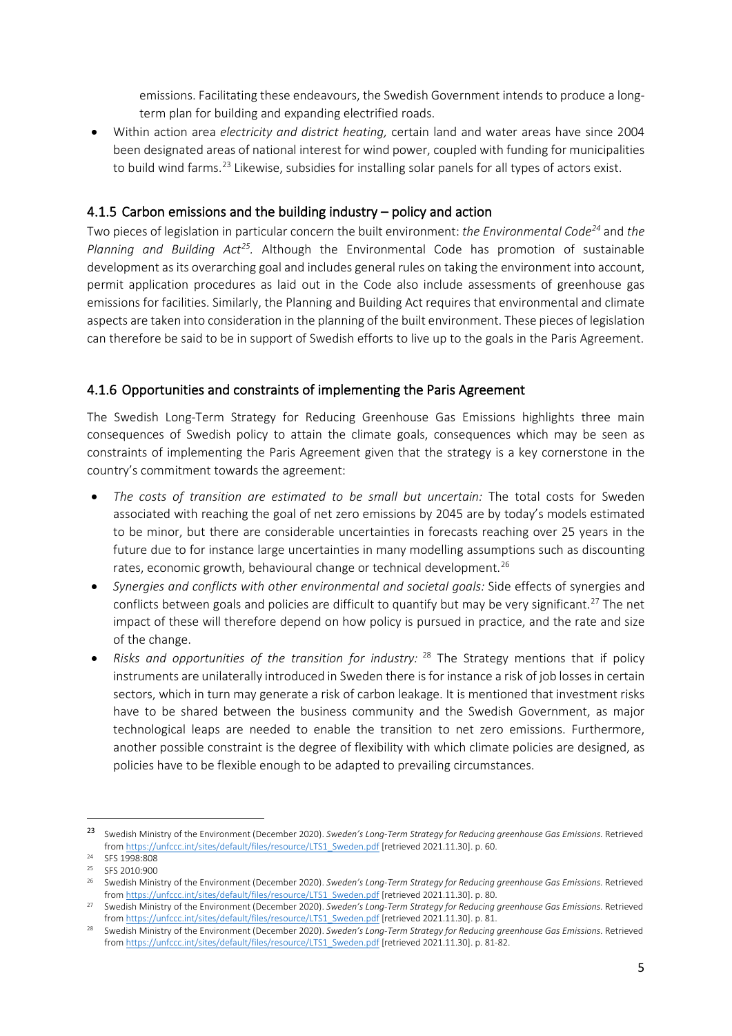emissions. Facilitating these endeavours, the Swedish Government intends to produce a long-term plan for building and expanding electrified roads.

- Within action area *electricity and district heating,* certain land and water areas have since 2004 been designated areas of national interest for wind power, coupled with funding for municipalities to build wind farms.[23] Likewise, subsidies for installing solar panels for all types of actors exist.

### 4.1.5 Carbon emissions and the building industry – policy and action

Two pieces of legislation in particular concern the built environment: *the Environmental Code*[24] and *the Planning and Building Act*[25]. Although the Environmental Code has promotion of sustainable development as its overarching goal and includes general rules on taking the environment into account, permit application procedures as laid out in the Code also include assessments of greenhouse gas emissions for facilities. Similarly, the Planning and Building Act requires that environmental and climate aspects are taken into consideration in the planning of the built environment. These pieces of legislation can therefore be said to be in support of Swedish efforts to live up to the goals in the Paris Agreement.

### 4.1.6 Opportunities and constraints of implementing the Paris Agreement

The Swedish Long-Term Strategy for Reducing Greenhouse Gas Emissions highlights three main consequences of Swedish policy to attain the climate goals, consequences which may be seen as constraints of implementing the Paris Agreement given that the strategy is a key cornerstone in the country's commitment towards the agreement:

- *The costs of transition are estimated to be small but uncertain:* The total costs for Sweden associated with reaching the goal of net zero emissions by 2045 are by today's models estimated to be minor, but there are considerable uncertainties in forecasts reaching over 25 years in the future due to for instance large uncertainties in many modelling assumptions such as discounting rates, economic growth, behavioural change or technical development.[26]
- *Synergies and conflicts with other environmental and societal goals:* Side effects of synergies and conflicts between goals and policies are difficult to quantify but may be very significant.[27] The net impact of these will therefore depend on how policy is pursued in practice, and the rate and size of the change.
- *Risks and opportunities of the transition for industry:* [28] The Strategy mentions that if policy instruments are unilaterally introduced in Sweden there is for instance a risk of job losses in certain sectors, which in turn may generate a risk of carbon leakage. It is mentioned that investment risks have to be shared between the business community and the Swedish Government, as major technological leaps are needed to enable the transition to net zero emissions. Furthermore, another possible constraint is the degree of flexibility with which climate policies are designed, as policies have to be flexible enough to be adapted to prevailing circumstances.

---

[23] Swedish Ministry of the Environment (December 2020). *Sweden's Long-Term Strategy for Reducing greenhouse Gas Emissions.* Retrieved from https://unfccc.int/sites/default/files/resource/LTS1_Sweden.pdf [retrieved 2021.11.30]. p. 60.

[24] SFS 1998:808

[25] SFS 2010:900

[26] Swedish Ministry of the Environment (December 2020). *Sweden's Long-Term Strategy for Reducing greenhouse Gas Emissions.* Retrieved from https://unfccc.int/sites/default/files/resource/LTS1_Sweden.pdf [retrieved 2021.11.30]. p. 80.

[27] Swedish Ministry of the Environment (December 2020). *Sweden's Long-Term Strategy for Reducing greenhouse Gas Emissions.* Retrieved from https://unfccc.int/sites/default/files/resource/LTS1_Sweden.pdf [retrieved 2021.11.30]. p. 81.

[28] Swedish Ministry of the Environment (December 2020). *Sweden's Long-Term Strategy for Reducing greenhouse Gas Emissions.* Retrieved from https://unfccc.int/sites/default/files/resource/LTS1_Sweden.pdf [retrieved 2021.11.30]. p. 81-82.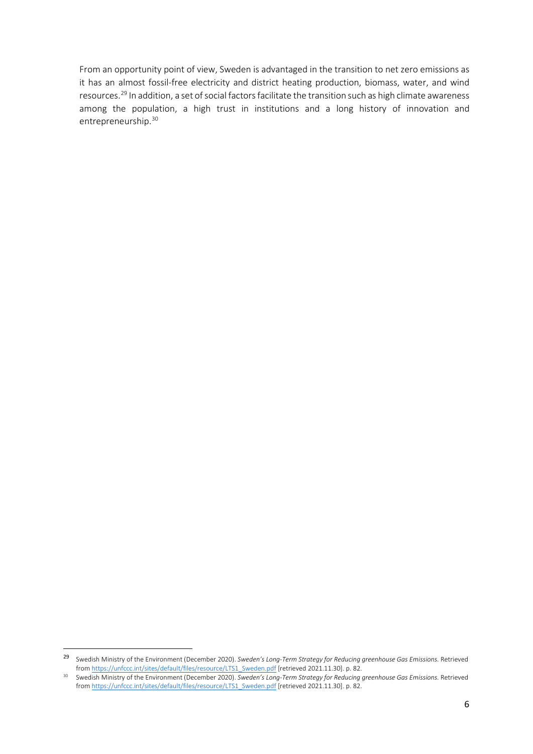From an opportunity point of view, Sweden is advantaged in the transition to net zero emissions as it has an almost fossil-free electricity and district heating production, biomass, water, and wind resources.[29] In addition, a set of social factors facilitate the transition such as high climate awareness among the population, a high trust in institutions and a long history of innovation and entrepreneurship.[30]

---

[29] Swedish Ministry of the Environment (December 2020). *Sweden's Long-Term Strategy for Reducing greenhouse Gas Emissions*. Retrieved from https://unfccc.int/sites/default/files/resource/LTS1_Sweden.pdf [retrieved 2021.11.30]. p. 82.

[30] Swedish Ministry of the Environment (December 2020). *Sweden's Long-Term Strategy for Reducing greenhouse Gas Emissions*. Retrieved from https://unfccc.int/sites/default/files/resource/LTS1_Sweden.pdf [retrieved 2021.11.30]. p. 82.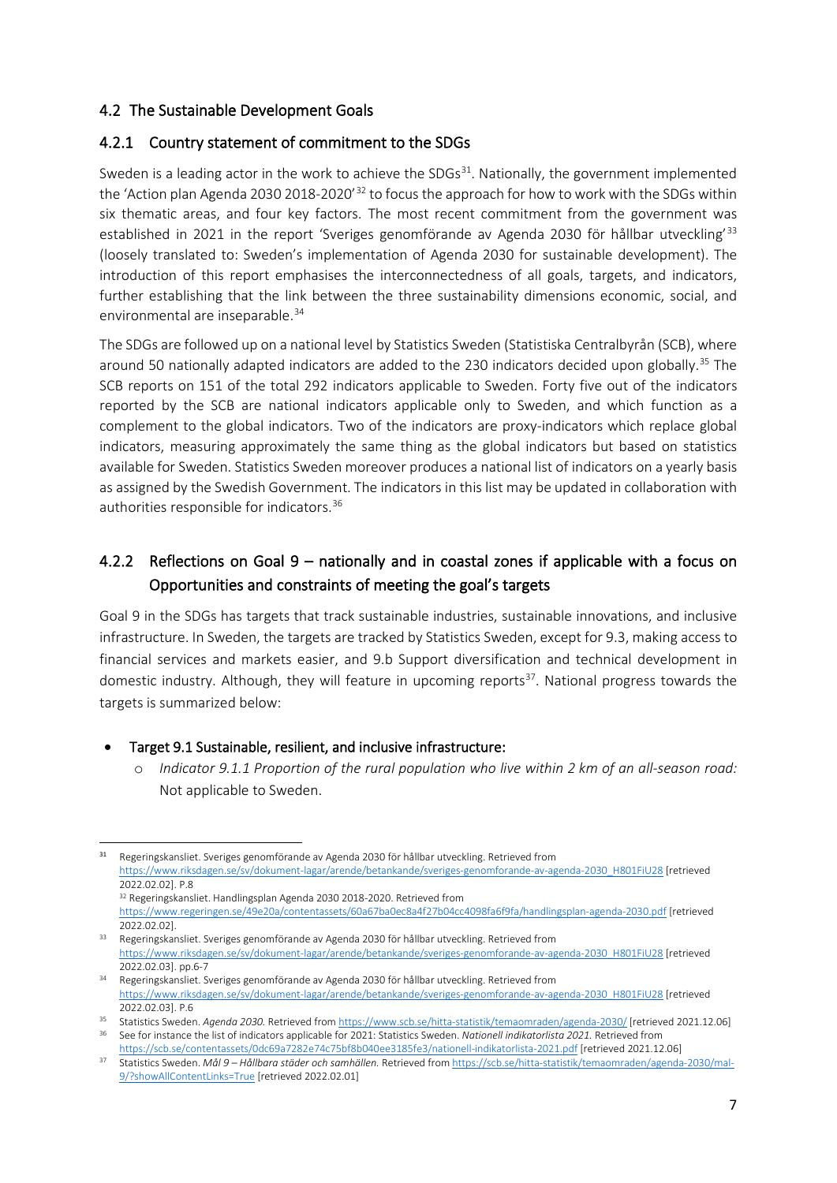## 4.2 The Sustainable Development Goals

### 4.2.1 Country statement of commitment to the SDGs

Sweden is a leading actor in the work to achieve the SDGs[31]. Nationally, the government implemented the 'Action plan Agenda 2030 2018-2020'[32] to focus the approach for how to work with the SDGs within six thematic areas, and four key factors. The most recent commitment from the government was established in 2021 in the report 'Sveriges genomförande av Agenda 2030 för hållbar utveckling'[33] (loosely translated to: Sweden's implementation of Agenda 2030 for sustainable development). The introduction of this report emphasises the interconnectedness of all goals, targets, and indicators, further establishing that the link between the three sustainability dimensions economic, social, and environmental are inseparable.[34]

The SDGs are followed up on a national level by Statistics Sweden (Statistiska Centralbyrån (SCB), where around 50 nationally adapted indicators are added to the 230 indicators decided upon globally.[35] The SCB reports on 151 of the total 292 indicators applicable to Sweden. Forty five out of the indicators reported by the SCB are national indicators applicable only to Sweden, and which function as a complement to the global indicators. Two of the indicators are proxy-indicators which replace global indicators, measuring approximately the same thing as the global indicators but based on statistics available for Sweden. Statistics Sweden moreover produces a national list of indicators on a yearly basis as assigned by the Swedish Government. The indicators in this list may be updated in collaboration with authorities responsible for indicators.[36]

### 4.2.2 Reflections on Goal 9 – nationally and in coastal zones if applicable with a focus on Opportunities and constraints of meeting the goal's targets

Goal 9 in the SDGs has targets that track sustainable industries, sustainable innovations, and inclusive infrastructure. In Sweden, the targets are tracked by Statistics Sweden, except for 9.3, making access to financial services and markets easier, and 9.b Support diversification and technical development in domestic industry. Although, they will feature in upcoming reports[37]. National progress towards the targets is summarized below:

- **Target 9.1 Sustainable, resilient, and inclusive infrastructure:**
  - *Indicator 9.1.1 Proportion of the rural population who live within 2 km of an all-season road:* Not applicable to Sweden.

---

[31] Regeringskansliet. Sveriges genomförande av Agenda 2030 för hållbar utveckling. Retrieved from https://www.riksdagen.se/sv/dokument-lagar/arende/betankande/sveriges-genomforande-av-agenda-2030_H801FiU28 [retrieved 2022.02.02]. P.8

[32] Regeringskansliet. Handlingsplan Agenda 2030 2018-2020. Retrieved from https://www.regeringen.se/49e20a/contentassets/60a67ba0ec8a4f27b04cc4098fa6f9fa/handlingsplan-agenda-2030.pdf [retrieved 2022.02.02].

[33] Regeringskansliet. Sveriges genomförande av Agenda 2030 för hållbar utveckling. Retrieved from https://www.riksdagen.se/sv/dokument-lagar/arende/betankande/sveriges-genomforande-av-agenda-2030_H801FiU28 [retrieved 2022.02.03]. pp.6-7

[34] Regeringskansliet. Sveriges genomförande av Agenda 2030 för hållbar utveckling. Retrieved from https://www.riksdagen.se/sv/dokument-lagar/arende/betankande/sveriges-genomforande-av-agenda-2030_H801FiU28 [retrieved 2022.02.03]. P.6

[35] Statistics Sweden. *Agenda 2030.* Retrieved from https://www.scb.se/hitta-statistik/temaomraden/agenda-2030/ [retrieved 2021.12.06]

[36] See for instance the list of indicators applicable for 2021: Statistics Sweden. *Nationell indikatorlista 2021.* Retrieved from https://scb.se/contentassets/0dc69a7282e74c75bf8b040ee3185fe3/nationell-indikatorlista-2021.pdf [retrieved 2021.12.06]

[37] Statistics Sweden. *Mål 9 – Hållbara städer och samhällen.* Retrieved from https://scb.se/hitta-statistik/temaomraden/agenda-2030/mal-9/?showAllContentLinks=True [retrieved 2022.02.01]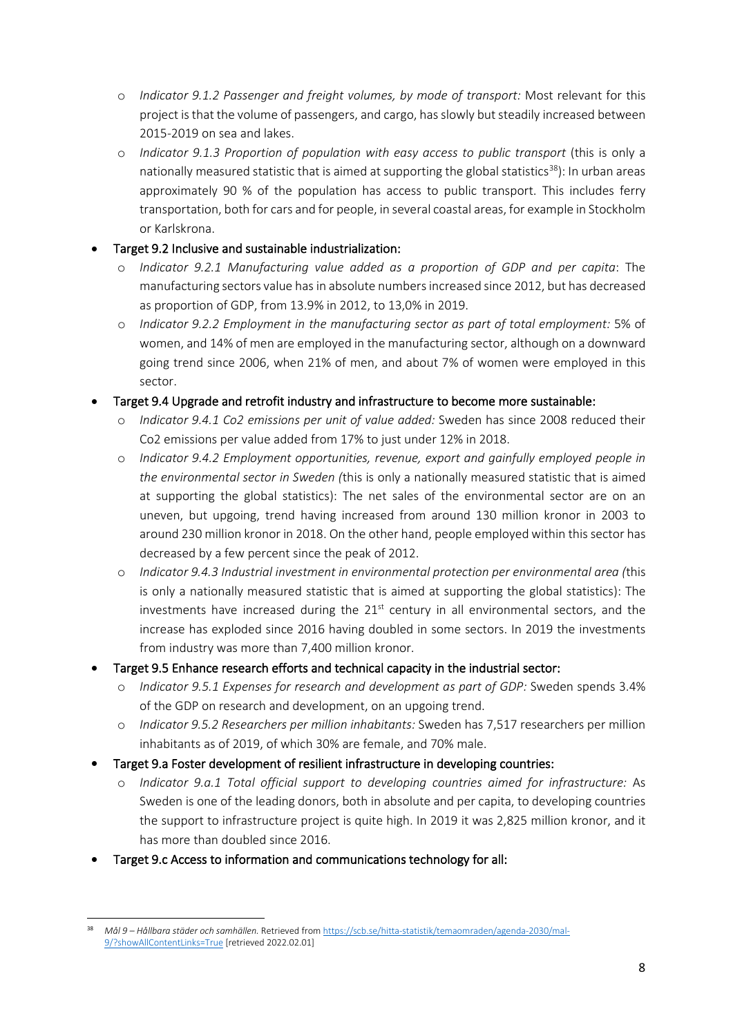- *Indicator 9.1.2 Passenger and freight volumes, by mode of transport:* Most relevant for this project is that the volume of passengers, and cargo, has slowly but steadily increased between 2015-2019 on sea and lakes.
- *Indicator 9.1.3 Proportion of population with easy access to public transport* (this is only a nationally measured statistic that is aimed at supporting the global statistics[38]): In urban areas approximately 90 % of the population has access to public transport. This includes ferry transportation, both for cars and for people, in several coastal areas, for example in Stockholm or Karlskrona.

- Target 9.2 Inclusive and sustainable industrialization:
  - *Indicator 9.2.1 Manufacturing value added as a proportion of GDP and per capita*: The manufacturing sectors value has in absolute numbers increased since 2012, but has decreased as proportion of GDP, from 13.9% in 2012, to 13,0% in 2019.
  - *Indicator 9.2.2 Employment in the manufacturing sector as part of total employment:* 5% of women, and 14% of men are employed in the manufacturing sector, although on a downward going trend since 2006, when 21% of men, and about 7% of women were employed in this sector.
- Target 9.4 Upgrade and retrofit industry and infrastructure to become more sustainable:
  - *Indicator 9.4.1 Co2 emissions per unit of value added:* Sweden has since 2008 reduced their Co2 emissions per value added from 17% to just under 12% in 2018.
  - *Indicator 9.4.2 Employment opportunities, revenue, export and gainfully employed people in the environmental sector in Sweden (*this is only a nationally measured statistic that is aimed at supporting the global statistics): The net sales of the environmental sector are on an uneven, but upgoing, trend having increased from around 130 million kronor in 2003 to around 230 million kronor in 2018. On the other hand, people employed within this sector has decreased by a few percent since the peak of 2012.
  - *Indicator 9.4.3 Industrial investment in environmental protection per environmental area (*this is only a nationally measured statistic that is aimed at supporting the global statistics): The investments have increased during the 21st century in all environmental sectors, and the increase has exploded since 2016 having doubled in some sectors. In 2019 the investments from industry was more than 7,400 million kronor.
- Target 9.5 Enhance research efforts and technical capacity in the industrial sector:
  - *Indicator 9.5.1 Expenses for research and development as part of GDP:* Sweden spends 3.4% of the GDP on research and development, on an upgoing trend.
  - *Indicator 9.5.2 Researchers per million inhabitants:* Sweden has 7,517 researchers per million inhabitants as of 2019, of which 30% are female, and 70% male.
- Target 9.a Foster development of resilient infrastructure in developing countries:
  - *Indicator 9.a.1 Total official support to developing countries aimed for infrastructure:* As Sweden is one of the leading donors, both in absolute and per capita, to developing countries the support to infrastructure project is quite high. In 2019 it was 2,825 million kronor, and it has more than doubled since 2016.
- Target 9.c Access to information and communications technology for all:

---

[38] *Mål 9 – Hållbara städer och samhällen.* Retrieved from https://scb.se/hitta-statistik/temaomraden/agenda-2030/mal-9/?showAllContentLinks=True [retrieved 2022.02.01]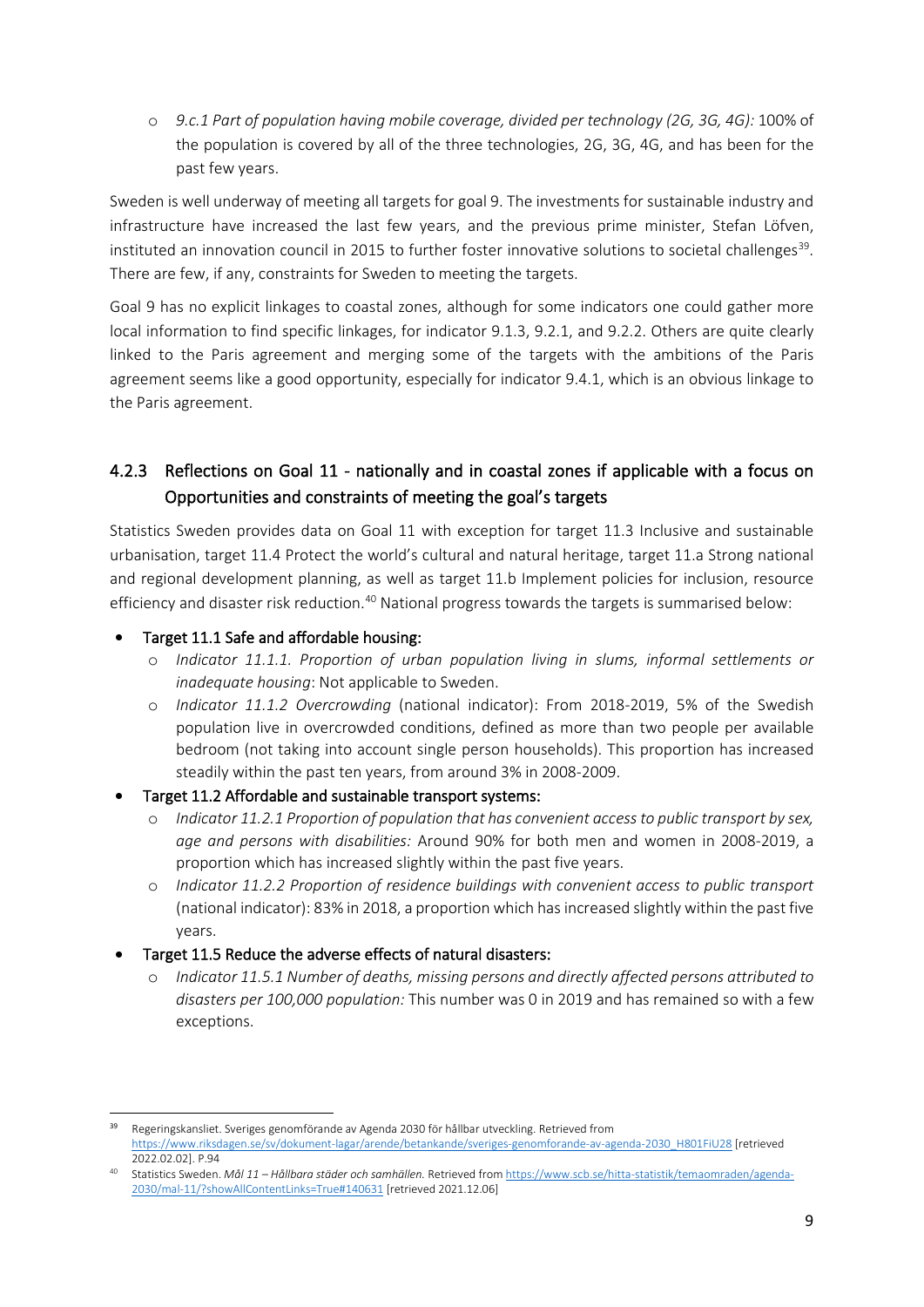- *9.c.1 Part of population having mobile coverage, divided per technology (2G, 3G, 4G):* 100% of the population is covered by all of the three technologies, 2G, 3G, 4G, and has been for the past few years.

Sweden is well underway of meeting all targets for goal 9. The investments for sustainable industry and infrastructure have increased the last few years, and the previous prime minister, Stefan Löfven, instituted an innovation council in 2015 to further foster innovative solutions to societal challenges[39]. There are few, if any, constraints for Sweden to meeting the targets.

Goal 9 has no explicit linkages to coastal zones, although for some indicators one could gather more local information to find specific linkages, for indicator 9.1.3, 9.2.1, and 9.2.2. Others are quite clearly linked to the Paris agreement and merging some of the targets with the ambitions of the Paris agreement seems like a good opportunity, especially for indicator 9.4.1, which is an obvious linkage to the Paris agreement.

### 4.2.3 Reflections on Goal 11 - nationally and in coastal zones if applicable with a focus on Opportunities and constraints of meeting the goal's targets

Statistics Sweden provides data on Goal 11 with exception for target 11.3 Inclusive and sustainable urbanisation, target 11.4 Protect the world's cultural and natural heritage, target 11.a Strong national and regional development planning, as well as target 11.b Implement policies for inclusion, resource efficiency and disaster risk reduction.[40] National progress towards the targets is summarised below:

- Target 11.1 Safe and affordable housing:
  - *Indicator 11.1.1. Proportion of urban population living in slums, informal settlements or inadequate housing*: Not applicable to Sweden.
  - *Indicator 11.1.2 Overcrowding* (national indicator): From 2018-2019, 5% of the Swedish population live in overcrowded conditions, defined as more than two people per available bedroom (not taking into account single person households). This proportion has increased steadily within the past ten years, from around 3% in 2008-2009.
- Target 11.2 Affordable and sustainable transport systems:
  - *Indicator 11.2.1 Proportion of population that has convenient access to public transport by sex, age and persons with disabilities:* Around 90% for both men and women in 2008-2019, a proportion which has increased slightly within the past five years.
  - *Indicator 11.2.2 Proportion of residence buildings with convenient access to public transport* (national indicator): 83% in 2018, a proportion which has increased slightly within the past five years.
- Target 11.5 Reduce the adverse effects of natural disasters:
  - *Indicator 11.5.1 Number of deaths, missing persons and directly affected persons attributed to disasters per 100,000 population:* This number was 0 in 2019 and has remained so with a few exceptions.

---

[39] Regeringskansliet. Sveriges genomförande av Agenda 2030 för hållbar utveckling. Retrieved from https://www.riksdagen.se/sv/dokument-lagar/arende/betankande/sveriges-genomforande-av-agenda-2030_H801FiU28 [retrieved 2022.02.02]. P.94

[40] Statistics Sweden. *Mål 11 – Hållbara städer och samhällen.* Retrieved from https://www.scb.se/hitta-statistik/temaomraden/agenda-2030/mal-11/?showAllContentLinks=True#140631 [retrieved 2021.12.06]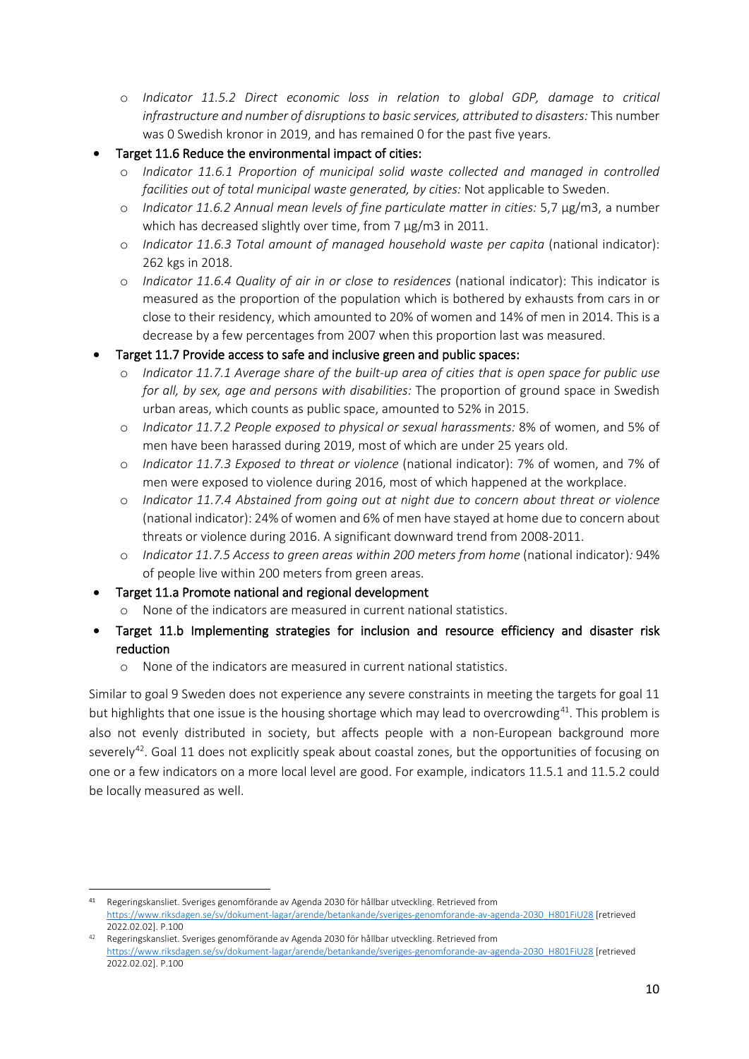- *Indicator 11.5.2 Direct economic loss in relation to global GDP, damage to critical infrastructure and number of disruptions to basic services, attributed to disasters:* This number was 0 Swedish kronor in 2019, and has remained 0 for the past five years.

- Target 11.6 Reduce the environmental impact of cities:
  - *Indicator 11.6.1 Proportion of municipal solid waste collected and managed in controlled facilities out of total municipal waste generated, by cities:* Not applicable to Sweden.
  - *Indicator 11.6.2 Annual mean levels of fine particulate matter in cities:* 5,7 µg/m3, a number which has decreased slightly over time, from 7 µg/m3 in 2011.
  - *Indicator 11.6.3 Total amount of managed household waste per capita* (national indicator): 262 kgs in 2018.
  - *Indicator 11.6.4 Quality of air in or close to residences* (national indicator): This indicator is measured as the proportion of the population which is bothered by exhausts from cars in or close to their residency, which amounted to 20% of women and 14% of men in 2014. This is a decrease by a few percentages from 2007 when this proportion last was measured.
- Target 11.7 Provide access to safe and inclusive green and public spaces:
  - *Indicator 11.7.1 Average share of the built-up area of cities that is open space for public use for all, by sex, age and persons with disabilities:* The proportion of ground space in Swedish urban areas, which counts as public space, amounted to 52% in 2015.
  - *Indicator 11.7.2 People exposed to physical or sexual harassments:* 8% of women, and 5% of men have been harassed during 2019, most of which are under 25 years old.
  - *Indicator 11.7.3 Exposed to threat or violence* (national indicator): 7% of women, and 7% of men were exposed to violence during 2016, most of which happened at the workplace.
  - *Indicator 11.7.4 Abstained from going out at night due to concern about threat or violence* (national indicator): 24% of women and 6% of men have stayed at home due to concern about threats or violence during 2016. A significant downward trend from 2008-2011.
  - *Indicator 11.7.5 Access to green areas within 200 meters from home* (national indicator)*:* 94% of people live within 200 meters from green areas.
- Target 11.a Promote national and regional development
  - None of the indicators are measured in current national statistics.
- Target 11.b Implementing strategies for inclusion and resource efficiency and disaster risk reduction
  - None of the indicators are measured in current national statistics.

Similar to goal 9 Sweden does not experience any severe constraints in meeting the targets for goal 11 but highlights that one issue is the housing shortage which may lead to overcrowding[41]. This problem is also not evenly distributed in society, but affects people with a non-European background more severely[42]. Goal 11 does not explicitly speak about coastal zones, but the opportunities of focusing on one or a few indicators on a more local level are good. For example, indicators 11.5.1 and 11.5.2 could be locally measured as well.

[41] Regeringskansliet. Sveriges genomförande av Agenda 2030 för hållbar utveckling. Retrieved from https://www.riksdagen.se/sv/dokument-lagar/arende/betankande/sveriges-genomforande-av-agenda-2030_H801FiU28 [retrieved 2022.02.02]. P.100

[42] Regeringskansliet. Sveriges genomförande av Agenda 2030 för hållbar utveckling. Retrieved from https://www.riksdagen.se/sv/dokument-lagar/arende/betankande/sveriges-genomforande-av-agenda-2030_H801FiU28 [retrieved 2022.02.02]. P.100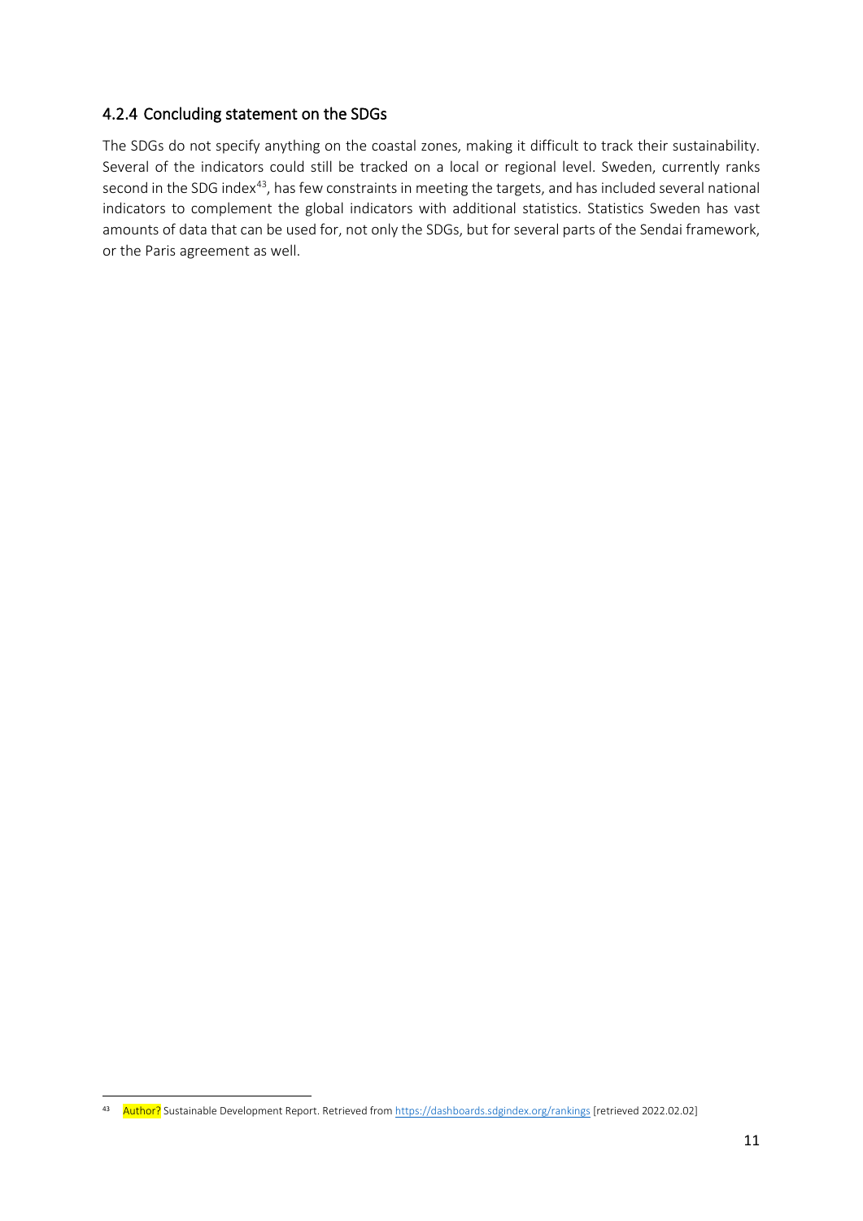### 4.2.4 Concluding statement on the SDGs

The SDGs do not specify anything on the coastal zones, making it difficult to track their sustainability. Several of the indicators could still be tracked on a local or regional level. Sweden, currently ranks second in the SDG index[43], has few constraints in meeting the targets, and has included several national indicators to complement the global indicators with additional statistics. Statistics Sweden has vast amounts of data that can be used for, not only the SDGs, but for several parts of the Sendai framework, or the Paris agreement as well.

---

[43] Author? Sustainable Development Report. Retrieved from https://dashboards.sdgindex.org/rankings [retrieved 2022.02.02]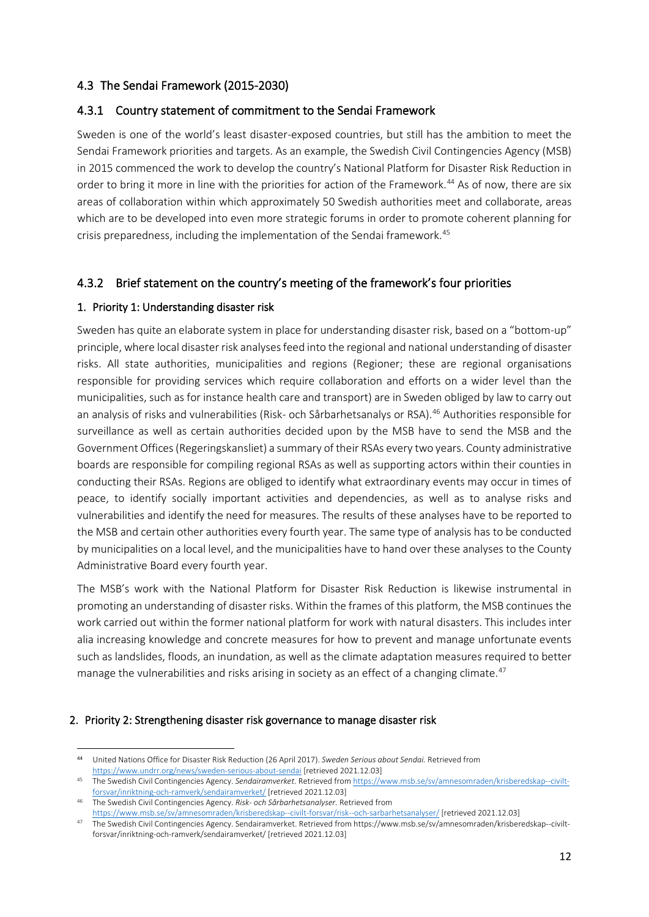## 4.3 The Sendai Framework (2015-2030)

### 4.3.1 Country statement of commitment to the Sendai Framework

Sweden is one of the world's least disaster-exposed countries, but still has the ambition to meet the Sendai Framework priorities and targets. As an example, the Swedish Civil Contingencies Agency (MSB) in 2015 commenced the work to develop the country's National Platform for Disaster Risk Reduction in order to bring it more in line with the priorities for action of the Framework.[44] As of now, there are six areas of collaboration within which approximately 50 Swedish authorities meet and collaborate, areas which are to be developed into even more strategic forums in order to promote coherent planning for crisis preparedness, including the implementation of the Sendai framework.[45]

### 4.3.2 Brief statement on the country's meeting of the framework's four priorities

#### 1. Priority 1: Understanding disaster risk

Sweden has quite an elaborate system in place for understanding disaster risk, based on a "bottom-up" principle, where local disaster risk analyses feed into the regional and national understanding of disaster risks. All state authorities, municipalities and regions (Regioner; these are regional organisations responsible for providing services which require collaboration and efforts on a wider level than the municipalities, such as for instance health care and transport) are in Sweden obliged by law to carry out an analysis of risks and vulnerabilities (Risk- och Sårbarhetsanalys or RSA).[46] Authorities responsible for surveillance as well as certain authorities decided upon by the MSB have to send the MSB and the Government Offices (Regeringskansliet) a summary of their RSAs every two years. County administrative boards are responsible for compiling regional RSAs as well as supporting actors within their counties in conducting their RSAs. Regions are obliged to identify what extraordinary events may occur in times of peace, to identify socially important activities and dependencies, as well as to analyse risks and vulnerabilities and identify the need for measures. The results of these analyses have to be reported to the MSB and certain other authorities every fourth year. The same type of analysis has to be conducted by municipalities on a local level, and the municipalities have to hand over these analyses to the County Administrative Board every fourth year.

The MSB's work with the National Platform for Disaster Risk Reduction is likewise instrumental in promoting an understanding of disaster risks. Within the frames of this platform, the MSB continues the work carried out within the former national platform for work with natural disasters. This includes inter alia increasing knowledge and concrete measures for how to prevent and manage unfortunate events such as landslides, floods, an inundation, as well as the climate adaptation measures required to better manage the vulnerabilities and risks arising in society as an effect of a changing climate.[47]

#### 2. Priority 2: Strengthening disaster risk governance to manage disaster risk

---

[44] United Nations Office for Disaster Risk Reduction (26 April 2017). *Sweden Serious about Sendai.* Retrieved from https://www.undrr.org/news/sweden-serious-about-sendai [retrieved 2021.12.03]

[45] The Swedish Civil Contingencies Agency. *Sendairamverket.* Retrieved from https://www.msb.se/sv/amnesomraden/krisberedskap--civilt-forsvar/inriktning-och-ramverk/sendairamverket/ [retrieved 2021.12.03]

[46] The Swedish Civil Contingencies Agency. *Risk- och Sårbarhetsanalyser.* Retrieved from https://www.msb.se/sv/amnesomraden/krisberedskap--civilt-forsvar/risk--och-sarbarhetsanalyser/ [retrieved 2021.12.03]

[47] The Swedish Civil Contingencies Agency. Sendairamverket. Retrieved from https://www.msb.se/sv/amnesomraden/krisberedskap--civilt-forsvar/inriktning-och-ramverk/sendairamverket/ [retrieved 2021.12.03]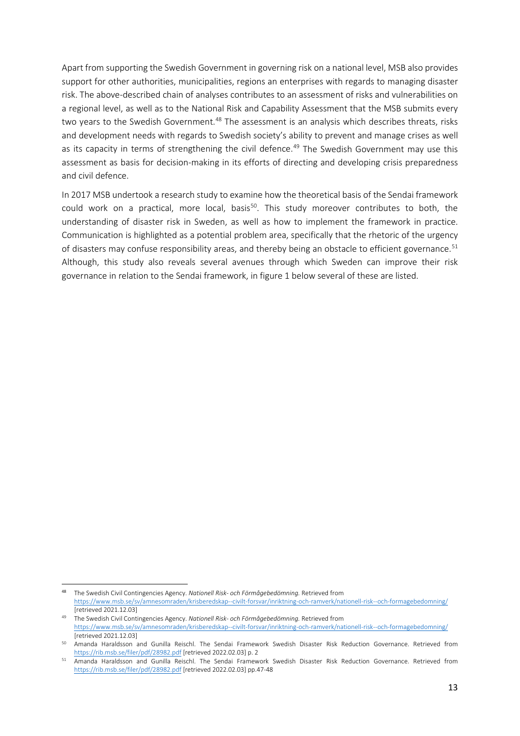Apart from supporting the Swedish Government in governing risk on a national level, MSB also provides support for other authorities, municipalities, regions an enterprises with regards to managing disaster risk. The above-described chain of analyses contributes to an assessment of risks and vulnerabilities on a regional level, as well as to the National Risk and Capability Assessment that the MSB submits every two years to the Swedish Government.[48] The assessment is an analysis which describes threats, risks and development needs with regards to Swedish society's ability to prevent and manage crises as well as its capacity in terms of strengthening the civil defence.[49] The Swedish Government may use this assessment as basis for decision-making in its efforts of directing and developing crisis preparedness and civil defence.

In 2017 MSB undertook a research study to examine how the theoretical basis of the Sendai framework could work on a practical, more local, basis[50]. This study moreover contributes to both, the understanding of disaster risk in Sweden, as well as how to implement the framework in practice. Communication is highlighted as a potential problem area, specifically that the rhetoric of the urgency of disasters may confuse responsibility areas, and thereby being an obstacle to efficient governance.[51] Although, this study also reveals several avenues through which Sweden can improve their risk governance in relation to the Sendai framework, in figure 1 below several of these are listed.

---

[48] The Swedish Civil Contingencies Agency. *Nationell Risk- och Förmågebedömning.* Retrieved from https://www.msb.se/sv/amnesomraden/krisberedskap--civilt-forsvar/inriktning-och-ramverk/nationell-risk--och-formagebedomning/ [retrieved 2021.12.03]

[49] The Swedish Civil Contingencies Agency. *Nationell Risk- och Förmågebedömning.* Retrieved from https://www.msb.se/sv/amnesomraden/krisberedskap--civilt-forsvar/inriktning-och-ramverk/nationell-risk--och-formagebedomning/ [retrieved 2021.12.03]

[50] Amanda Haraldsson and Gunilla Reischl. The Sendai Framework Swedish Disaster Risk Reduction Governance. Retrieved from https://rib.msb.se/filer/pdf/28982.pdf [retrieved 2022.02.03] p. 2

[51] Amanda Haraldsson and Gunilla Reischl. The Sendai Framework Swedish Disaster Risk Reduction Governance. Retrieved from https://rib.msb.se/filer/pdf/28982.pdf [retrieved 2022.02.03] pp.47-48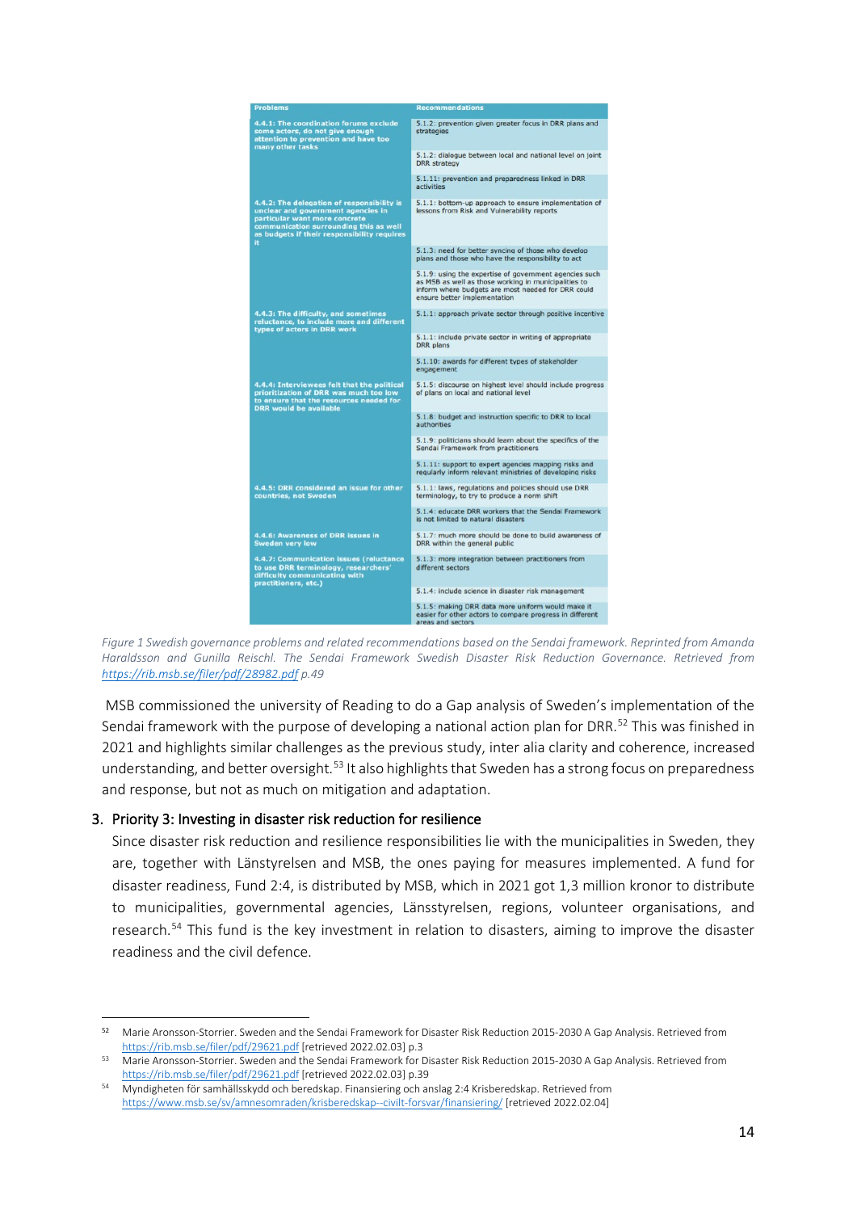| Problems | Recommendations |
| --- | --- |
| **4.4.1: The coordination forums exclude some actors, do not give enough attention to prevention and have too many other tasks** | 5.1.2: prevention given greater focus in DRR plans and strategies |
| | 5.1.2: dialogue between local and national level on joint DRR strategy |
| | 5.1.11: prevention and preparedness linked in DRR activities |
| **4.4.2: The delegation of responsibility is unclear and government agencies in particular want more concrete communication surrounding this as well as budgets if their responsibility requires it** | 5.1.1: bottom-up approach to ensure implementation of lessons from Risk and Vulnerability reports |
| | 5.1.3: need for better syncing of those who develop plans and those who have the responsibility to act |
| | 5.1.9: using the expertise of government agencies such as MSB as well as those working in municipalities to inform where budgets are most needed for DRR could ensure better implementation |
| **4.4.3: The difficulty, and sometimes reluctance, to include more and different types of actors in DRR work** | 5.1.1: approach private sector through positive incentive |
| | 5.1.1: include private sector in writing of appropriate DRR plans |
| | 5.1.10: awards for different types of stakeholder engagement |
| **4.4.4: Interviewees felt that the political prioritization of DRR was much too low to ensure that the resources needed for DRR would be available** | 5.1.5: discourse on highest level should include progress of plans on local and national level |
| | 5.1.8: budget and instruction specific to DRR to local authorities |
| | 5.1.9: politicians should learn about the specifics of the Sendai Framework from practitioners |
| | 5.1.11: support to expert agencies mapping risks and regularly inform relevant ministries of developing risks |
| **4.4.5: DRR considered an issue for other countries, not Sweden** | 5.1.1: laws, regulations and policies should use DRR terminology, to try to produce a norm shift |
| | 5.1.4: educate DRR workers that the Sendai Framework is not limited to natural disasters |
| **4.4.6: Awareness of DRR issues in Sweden very low** | 5.1.7: much more should be done to build awareness of DRR within the general public |
| **4.4.7: Communication issues (reluctance to use DRR terminology, researchers' difficulty communicating with practitioners, etc.)** | 5.1.3: more integration between practitioners from different sectors |
| | 5.1.4: include science in disaster risk management |
| | 5.1.5: making DRR data more uniform would make it easier for other actors to compare progress in different areas and sectors |

*Figure 1 Swedish governance problems and related recommendations based on the Sendai framework. Reprinted from Amanda Haraldsson and Gunilla Reischl. The Sendai Framework Swedish Disaster Risk Reduction Governance. Retrieved from https://rib.msb.se/filer/pdf/28982.pdf p.49*

MSB commissioned the university of Reading to do a Gap analysis of Sweden's implementation of the Sendai framework with the purpose of developing a national action plan for DRR.[52] This was finished in 2021 and highlights similar challenges as the previous study, inter alia clarity and coherence, increased understanding, and better oversight.[53] It also highlights that Sweden has a strong focus on preparedness and response, but not as much on mitigation and adaptation.

3. Priority 3: Investing in disaster risk reduction for resilience

Since disaster risk reduction and resilience responsibilities lie with the municipalities in Sweden, they are, together with Länstyrelsen and MSB, the ones paying for measures implemented. A fund for disaster readiness, Fund 2:4, is distributed by MSB, which in 2021 got 1,3 million kronor to distribute to municipalities, governmental agencies, Länsstyrelsen, regions, volunteer organisations, and research.[54] This fund is the key investment in relation to disasters, aiming to improve the disaster readiness and the civil defence.

---

[52] Marie Aronsson-Storrier. Sweden and the Sendai Framework for Disaster Risk Reduction 2015-2030 A Gap Analysis. Retrieved from https://rib.msb.se/filer/pdf/29621.pdf [retrieved 2022.02.03] p.3

[53] Marie Aronsson-Storrier. Sweden and the Sendai Framework for Disaster Risk Reduction 2015-2030 A Gap Analysis. Retrieved from https://rib.msb.se/filer/pdf/29621.pdf [retrieved 2022.02.03] p.39

[54] Myndigheten för samhällsskydd och beredskap. Finansiering och anslag 2:4 Krisberedskap. Retrieved from https://www.msb.se/sv/amnesomraden/krisberedskap--civilt-forsvar/finansiering/ [retrieved 2022.02.04]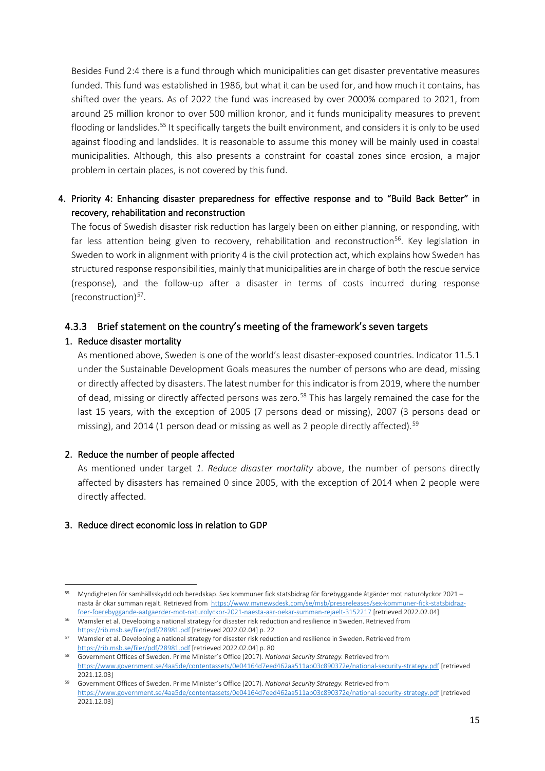Besides Fund 2:4 there is a fund through which municipalities can get disaster preventative measures funded. This fund was established in 1986, but what it can be used for, and how much it contains, has shifted over the years. As of 2022 the fund was increased by over 2000% compared to 2021, from around 25 million kronor to over 500 million kronor, and it funds municipality measures to prevent flooding or landslides.[55] It specifically targets the built environment, and considers it is only to be used against flooding and landslides. It is reasonable to assume this money will be mainly used in coastal municipalities. Although, this also presents a constraint for coastal zones since erosion, a major problem in certain places, is not covered by this fund.

4. Priority 4: Enhancing disaster preparedness for effective response and to "Build Back Better" in recovery, rehabilitation and reconstruction

   The focus of Swedish disaster risk reduction has largely been on either planning, or responding, with far less attention being given to recovery, rehabilitation and reconstruction[56]. Key legislation in Sweden to work in alignment with priority 4 is the civil protection act, which explains how Sweden has structured response responsibilities, mainly that municipalities are in charge of both the rescue service (response), and the follow-up after a disaster in terms of costs incurred during response (reconstruction)[57].

### 4.3.3 Brief statement on the country's meeting of the framework's seven targets

1. Reduce disaster mortality

   As mentioned above, Sweden is one of the world's least disaster-exposed countries. Indicator 11.5.1 under the Sustainable Development Goals measures the number of persons who are dead, missing or directly affected by disasters. The latest number for this indicator is from 2019, where the number of dead, missing or directly affected persons was zero.[58] This has largely remained the case for the last 15 years, with the exception of 2005 (7 persons dead or missing), 2007 (3 persons dead or missing), and 2014 (1 person dead or missing as well as 2 people directly affected).[59]

2. Reduce the number of people affected

   As mentioned under target *1. Reduce disaster mortality* above, the number of persons directly affected by disasters has remained 0 since 2005, with the exception of 2014 when 2 people were directly affected.

3. Reduce direct economic loss in relation to GDP

---

[55] Myndigheten för samhällsskydd och beredskap. Sex kommuner fick statsbidrag för förebyggande åtgärder mot naturolyckor 2021 – nästa år ökar summan rejält. Retrieved from https://www.mynewsdesk.com/se/msb/pressreleases/sex-kommuner-fick-statsbidrag-foer-foerebyggande-aatgaerder-mot-naturolyckor-2021-naesta-aar-oekar-summan-rejaelt-3152217 [retrieved 2022.02.04]

[56] Wamsler et al. Developing a national strategy for disaster risk reduction and resilience in Sweden. Retrieved from https://rib.msb.se/filer/pdf/28981.pdf [retrieved 2022.02.04] p. 22

[57] Wamsler et al. Developing a national strategy for disaster risk reduction and resilience in Sweden. Retrieved from https://rib.msb.se/filer/pdf/28981.pdf [retrieved 2022.02.04] p. 80

[58] Government Offices of Sweden. Prime Minister´s Office (2017). *National Security Strategy.* Retrieved from https://www.government.se/4aa5de/contentassets/0e04164d7eed462aa511ab03c890372e/national-security-strategy.pdf [retrieved 2021.12.03]

[59] Government Offices of Sweden. Prime Minister´s Office (2017). *National Security Strategy.* Retrieved from https://www.government.se/4aa5de/contentassets/0e04164d7eed462aa511ab03c890372e/national-security-strategy.pdf [retrieved 2021.12.03]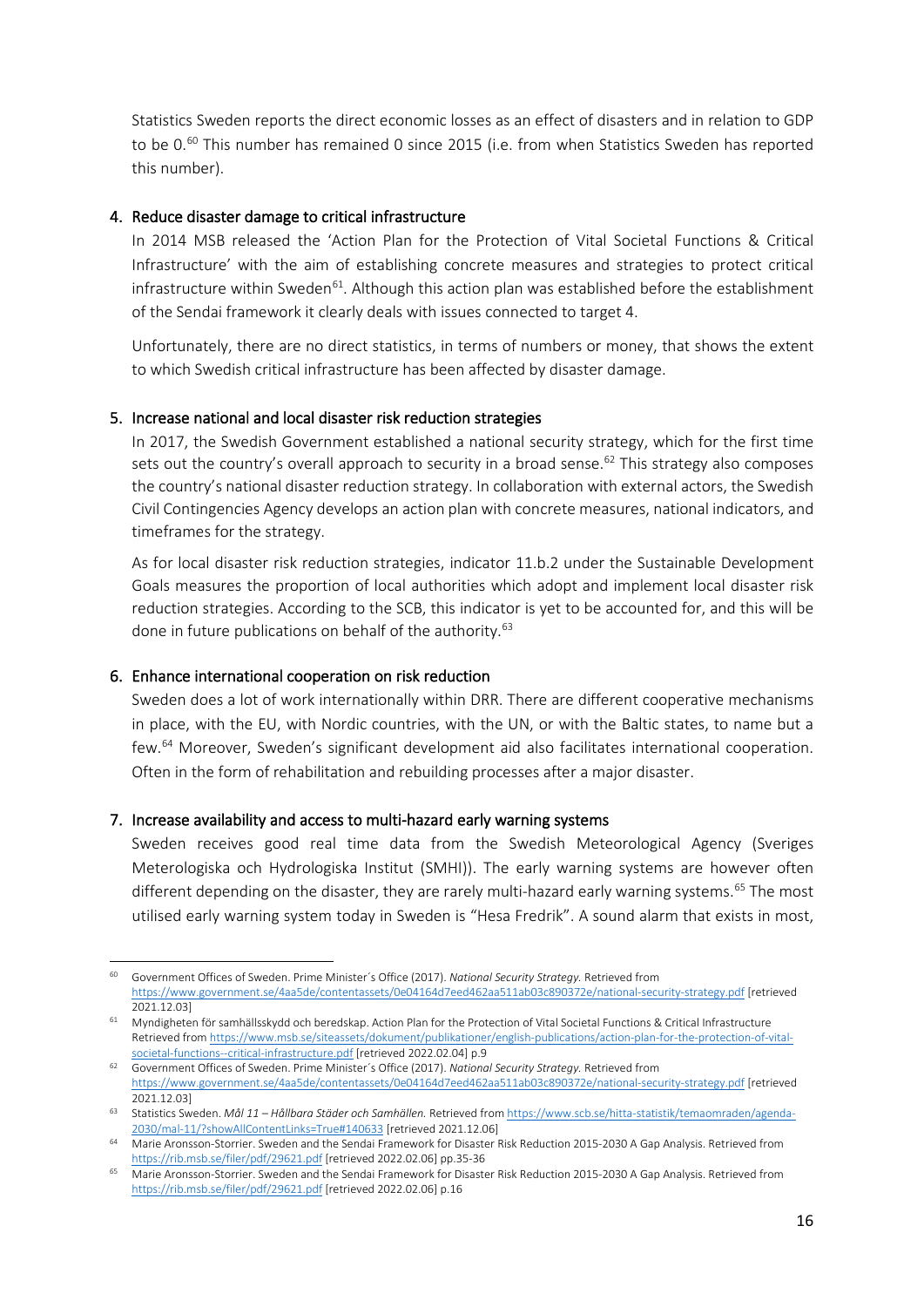Statistics Sweden reports the direct economic losses as an effect of disasters and in relation to GDP to be 0.[60] This number has remained 0 since 2015 (i.e. from when Statistics Sweden has reported this number).

4. Reduce disaster damage to critical infrastructure

In 2014 MSB released the 'Action Plan for the Protection of Vital Societal Functions & Critical Infrastructure' with the aim of establishing concrete measures and strategies to protect critical infrastructure within Sweden[61]. Although this action plan was established before the establishment of the Sendai framework it clearly deals with issues connected to target 4.

Unfortunately, there are no direct statistics, in terms of numbers or money, that shows the extent to which Swedish critical infrastructure has been affected by disaster damage.

5. Increase national and local disaster risk reduction strategies

In 2017, the Swedish Government established a national security strategy, which for the first time sets out the country's overall approach to security in a broad sense.[62] This strategy also composes the country's national disaster reduction strategy. In collaboration with external actors, the Swedish Civil Contingencies Agency develops an action plan with concrete measures, national indicators, and timeframes for the strategy.

As for local disaster risk reduction strategies, indicator 11.b.2 under the Sustainable Development Goals measures the proportion of local authorities which adopt and implement local disaster risk reduction strategies. According to the SCB, this indicator is yet to be accounted for, and this will be done in future publications on behalf of the authority.[63]

6. Enhance international cooperation on risk reduction

Sweden does a lot of work internationally within DRR. There are different cooperative mechanisms in place, with the EU, with Nordic countries, with the UN, or with the Baltic states, to name but a few.[64] Moreover, Sweden's significant development aid also facilitates international cooperation. Often in the form of rehabilitation and rebuilding processes after a major disaster.

7. Increase availability and access to multi-hazard early warning systems

Sweden receives good real time data from the Swedish Meteorological Agency (Sveriges Meterologiska och Hydrologiska Institut (SMHI)). The early warning systems are however often different depending on the disaster, they are rarely multi-hazard early warning systems.[65] The most utilised early warning system today in Sweden is "Hesa Fredrik". A sound alarm that exists in most,

---

[60] Government Offices of Sweden. Prime Minister´s Office (2017). *National Security Strategy.* Retrieved from https://www.government.se/4aa5de/contentassets/0e04164d7eed462aa511ab03c890372e/national-security-strategy.pdf [retrieved 2021.12.03]

[61] Myndigheten för samhällsskydd och beredskap. Action Plan for the Protection of Vital Societal Functions & Critical Infrastructure Retrieved from https://www.msb.se/siteassets/dokument/publikationer/english-publications/action-plan-for-the-protection-of-vital-societal-functions--critical-infrastructure.pdf [retrieved 2022.02.04] p.9

[62] Government Offices of Sweden. Prime Minister´s Office (2017). *National Security Strategy.* Retrieved from https://www.government.se/4aa5de/contentassets/0e04164d7eed462aa511ab03c890372e/national-security-strategy.pdf [retrieved 2021.12.03]

[63] Statistics Sweden. *Mål 11 – Hållbara Städer och Samhällen.* Retrieved from https://www.scb.se/hitta-statistik/temaomraden/agenda-2030/mal-11/?showAllContentLinks=True#140633 [retrieved 2021.12.06]

[64] Marie Aronsson-Storrier. Sweden and the Sendai Framework for Disaster Risk Reduction 2015-2030 A Gap Analysis. Retrieved from https://rib.msb.se/filer/pdf/29621.pdf [retrieved 2022.02.06] pp.35-36

[65] Marie Aronsson-Storrier. Sweden and the Sendai Framework for Disaster Risk Reduction 2015-2030 A Gap Analysis. Retrieved from https://rib.msb.se/filer/pdf/29621.pdf [retrieved 2022.02.06] p.16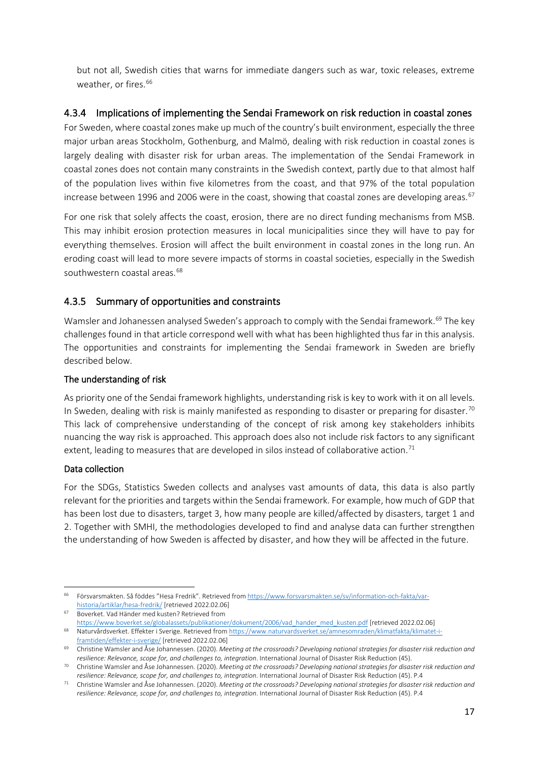but not all, Swedish cities that warns for immediate dangers such as war, toxic releases, extreme weather, or fires.[66]

### 4.3.4 Implications of implementing the Sendai Framework on risk reduction in coastal zones

For Sweden, where coastal zones make up much of the country's built environment, especially the three major urban areas Stockholm, Gothenburg, and Malmö, dealing with risk reduction in coastal zones is largely dealing with disaster risk for urban areas. The implementation of the Sendai Framework in coastal zones does not contain many constraints in the Swedish context, partly due to that almost half of the population lives within five kilometres from the coast, and that 97% of the total population increase between 1996 and 2006 were in the coast, showing that coastal zones are developing areas.[67]

For one risk that solely affects the coast, erosion, there are no direct funding mechanisms from MSB. This may inhibit erosion protection measures in local municipalities since they will have to pay for everything themselves. Erosion will affect the built environment in coastal zones in the long run. An eroding coast will lead to more severe impacts of storms in coastal societies, especially in the Swedish southwestern coastal areas.[68]

### 4.3.5 Summary of opportunities and constraints

Wamsler and Johanessen analysed Sweden's approach to comply with the Sendai framework.[69] The key challenges found in that article correspond well with what has been highlighted thus far in this analysis. The opportunities and constraints for implementing the Sendai framework in Sweden are briefly described below.

#### The understanding of risk

As priority one of the Sendai framework highlights, understanding risk is key to work with it on all levels. In Sweden, dealing with risk is mainly manifested as responding to disaster or preparing for disaster.[70] This lack of comprehensive understanding of the concept of risk among key stakeholders inhibits nuancing the way risk is approached. This approach does also not include risk factors to any significant extent, leading to measures that are developed in silos instead of collaborative action.[71]

#### Data collection

For the SDGs, Statistics Sweden collects and analyses vast amounts of data, this data is also partly relevant for the priorities and targets within the Sendai framework. For example, how much of GDP that has been lost due to disasters, target 3, how many people are killed/affected by disasters, target 1 and 2. Together with SMHI, the methodologies developed to find and analyse data can further strengthen the understanding of how Sweden is affected by disaster, and how they will be affected in the future.

---

[66] Försvarsmakten. Så föddes "Hesa Fredrik". Retrieved from https://www.forsvarsmakten.se/sv/information-och-fakta/var-historia/artiklar/hesa-fredrik/ [retrieved 2022.02.06]

[67] Boverket. Vad Händer med kusten? Retrieved from https://www.boverket.se/globalassets/publikationer/dokument/2006/vad_hander_med_kusten.pdf [retrieved 2022.02.06]

[68] Naturvårdsverket. Effekter i Sverige. Retrieved from https://www.naturvardsverket.se/amnesomraden/klimatfakta/klimatet-i-framtiden/effekter-i-sverige/ [retrieved 2022.02.06]

[69] Christine Wamsler and Åse Johannessen. (2020). *Meeting at the crossroads? Developing national strategies for disaster risk reduction and resilience: Relevance, scope for, and challenges to, integration*. International Journal of Disaster Risk Reduction (45).

[70] Christine Wamsler and Åse Johannessen. (2020). *Meeting at the crossroads? Developing national strategies for disaster risk reduction and resilience: Relevance, scope for, and challenges to, integration*. International Journal of Disaster Risk Reduction (45). P.4

[71] Christine Wamsler and Åse Johannessen. (2020). *Meeting at the crossroads? Developing national strategies for disaster risk reduction and resilience: Relevance, scope for, and challenges to, integration*. International Journal of Disaster Risk Reduction (45). P.4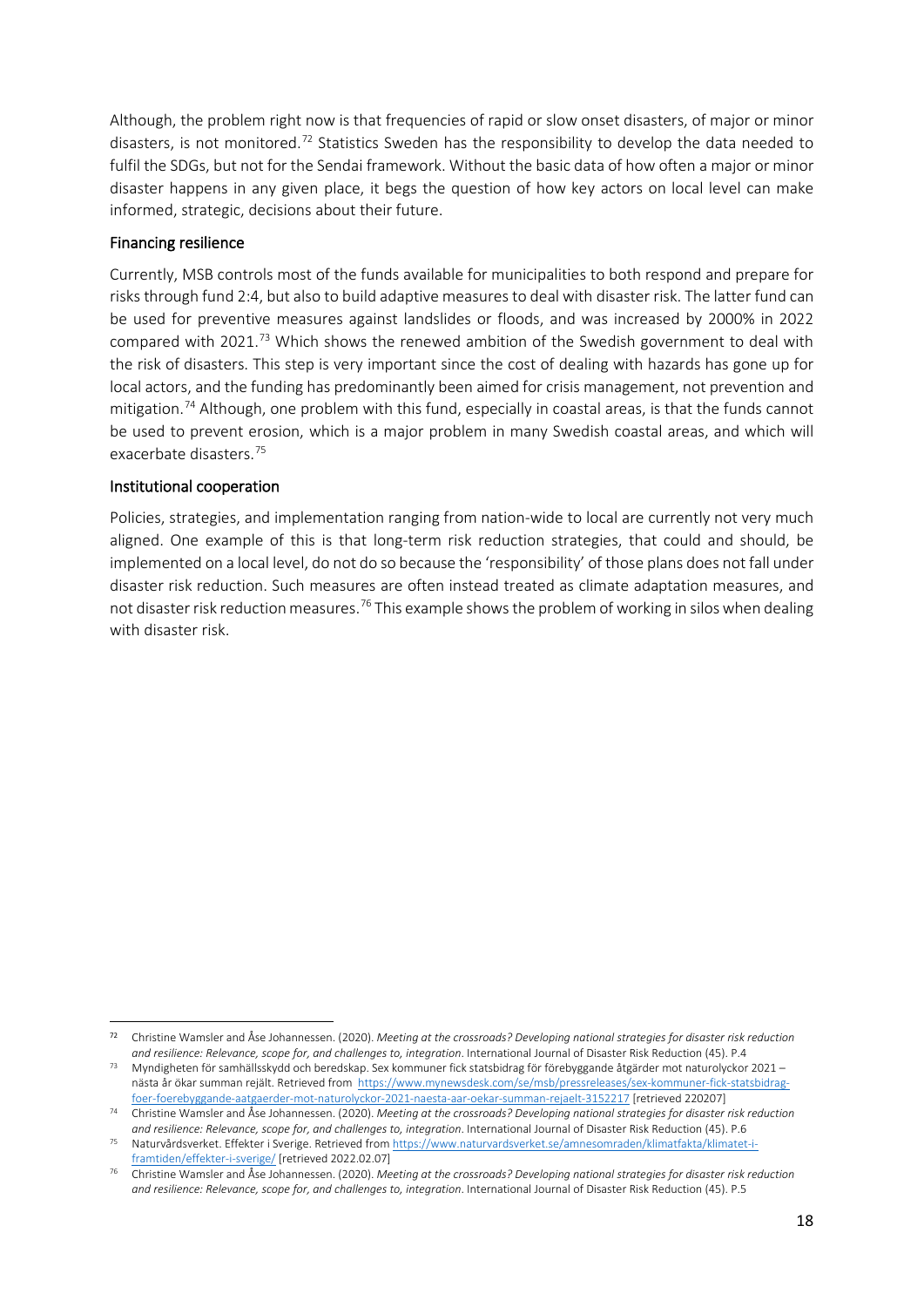Although, the problem right now is that frequencies of rapid or slow onset disasters, of major or minor disasters, is not monitored.[72] Statistics Sweden has the responsibility to develop the data needed to fulfil the SDGs, but not for the Sendai framework. Without the basic data of how often a major or minor disaster happens in any given place, it begs the question of how key actors on local level can make informed, strategic, decisions about their future.

### Financing resilience

Currently, MSB controls most of the funds available for municipalities to both respond and prepare for risks through fund 2:4, but also to build adaptive measures to deal with disaster risk. The latter fund can be used for preventive measures against landslides or floods, and was increased by 2000% in 2022 compared with 2021.[73] Which shows the renewed ambition of the Swedish government to deal with the risk of disasters. This step is very important since the cost of dealing with hazards has gone up for local actors, and the funding has predominantly been aimed for crisis management, not prevention and mitigation.[74] Although, one problem with this fund, especially in coastal areas, is that the funds cannot be used to prevent erosion, which is a major problem in many Swedish coastal areas, and which will exacerbate disasters.[75]

### Institutional cooperation

Policies, strategies, and implementation ranging from nation-wide to local are currently not very much aligned. One example of this is that long-term risk reduction strategies, that could and should, be implemented on a local level, do not do so because the 'responsibility' of those plans does not fall under disaster risk reduction. Such measures are often instead treated as climate adaptation measures, and not disaster risk reduction measures.[76] This example shows the problem of working in silos when dealing with disaster risk.

---

[72] Christine Wamsler and Åse Johannessen. (2020). *Meeting at the crossroads? Developing national strategies for disaster risk reduction and resilience: Relevance, scope for, and challenges to, integration*. International Journal of Disaster Risk Reduction (45). P.4

[73] Myndigheten för samhällsskydd och beredskap. Sex kommuner fick statsbidrag för förebyggande åtgärder mot naturolyckor 2021 – nästa år ökar summan rejält. Retrieved from https://www.mynewsdesk.com/se/msb/pressreleases/sex-kommuner-fick-statsbidrag-foer-foerebyggande-aatgaerder-mot-naturolyckor-2021-naesta-aar-oekar-summan-rejaelt-3152217 [retrieved 220207]

[74] Christine Wamsler and Åse Johannessen. (2020). *Meeting at the crossroads? Developing national strategies for disaster risk reduction and resilience: Relevance, scope for, and challenges to, integration*. International Journal of Disaster Risk Reduction (45). P.6

[75] Naturvårdsverket. Effekter i Sverige. Retrieved from https://www.naturvardsverket.se/amnesomraden/klimatfakta/klimatet-i-framtiden/effekter-i-sverige/ [retrieved 2022.02.07]

[76] Christine Wamsler and Åse Johannessen. (2020). *Meeting at the crossroads? Developing national strategies for disaster risk reduction and resilience: Relevance, scope for, and challenges to, integration*. International Journal of Disaster Risk Reduction (45). P.5